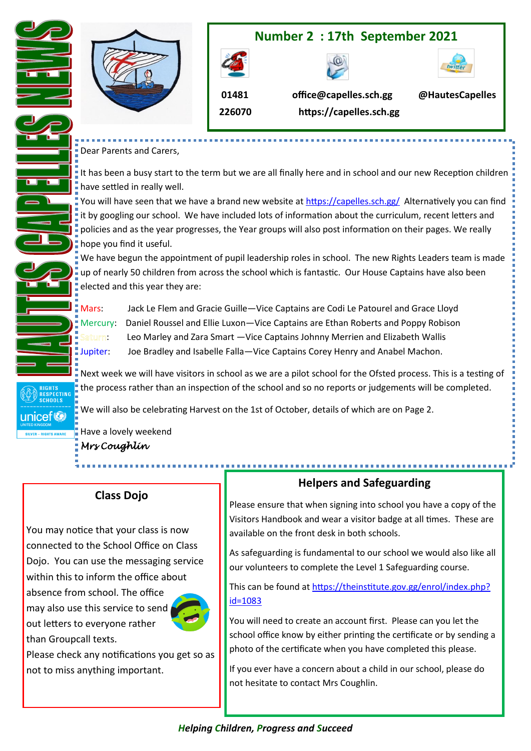# HAUTES CAPELLES NEWS

**Number 2 : 17th September 2021**

01481 226070

office@capelles.sch.gg

https://capelles.sch.gg

@HautesCapelles

Dear Parents and Carers,

It has been a busy start to the term but we are all finally here and in school and our new Reception children have settled in really well.

You will have seen that we have a brand new website at https://capelles.sch.gg/ Alternatively you can find it by googling our school. We have included lots of information about the curriculum, recent letters and policies and as the year progresses, the Year groups will also post information on their pages. We really hope you find it useful.

We have begun the appointment of pupil leadership roles in school. The new Rights Leaders team is made up of nearly 50 children from across the school which is fantastic. Our House Captains have also been elected and this year they are:

Mars: Jack Le Flem and Gracie Guille—Vice Captains are Codi Le Patourel and Grace Lloyd
Mercury: Daniel Roussel and Ellie Luxon—Vice Captains are Ethan Roberts and Poppy Robison
Saturn: Leo Marley and Zara Smart —Vice Captains Johnny Merrien and Elizabeth Wallis
Jupiter: Joe Bradley and Isabelle Falla—Vice Captains Corey Henry and Anabel Machon.

Next week we will have visitors in school as we are a pilot school for the Ofsted process. This is a testing of the process rather than an inspection of the school and so no reports or judgements will be completed.

We will also be celebrating Harvest on the 1st of October, details of which are on Page 2.

Have a lovely weekend

*Mrs Coughlin*

RIGHTS RESPECTING SCHOOLS
unicef UNITED KINGDOM
SILVER – RIGHTS AWARE

## Class Dojo

You may notice that your class is now connected to the School Office on Class Dojo. You can use the messaging service within this to inform the office about absence from school. The office may also use this service to send out letters to everyone rather than Groupcall texts.

Please check any notifications you get so as not to miss anything important.

## Helpers and Safeguarding

Please ensure that when signing into school you have a copy of the Visitors Handbook and wear a visitor badge at all times. These are available on the front desk in both schools.

As safeguarding is fundamental to our school we would also like all our volunteers to complete the Level 1 Safeguarding course.

This can be found at https://theinstitute.gov.gg/enrol/index.php?id=1083

You will need to create an account first. Please can you let the school office know by either printing the certificate or by sending a photo of the certificate when you have completed this please.

If you ever have a concern about a child in our school, please do not hesitate to contact Mrs Coughlin.

***Helping Children, Progress and Succeed***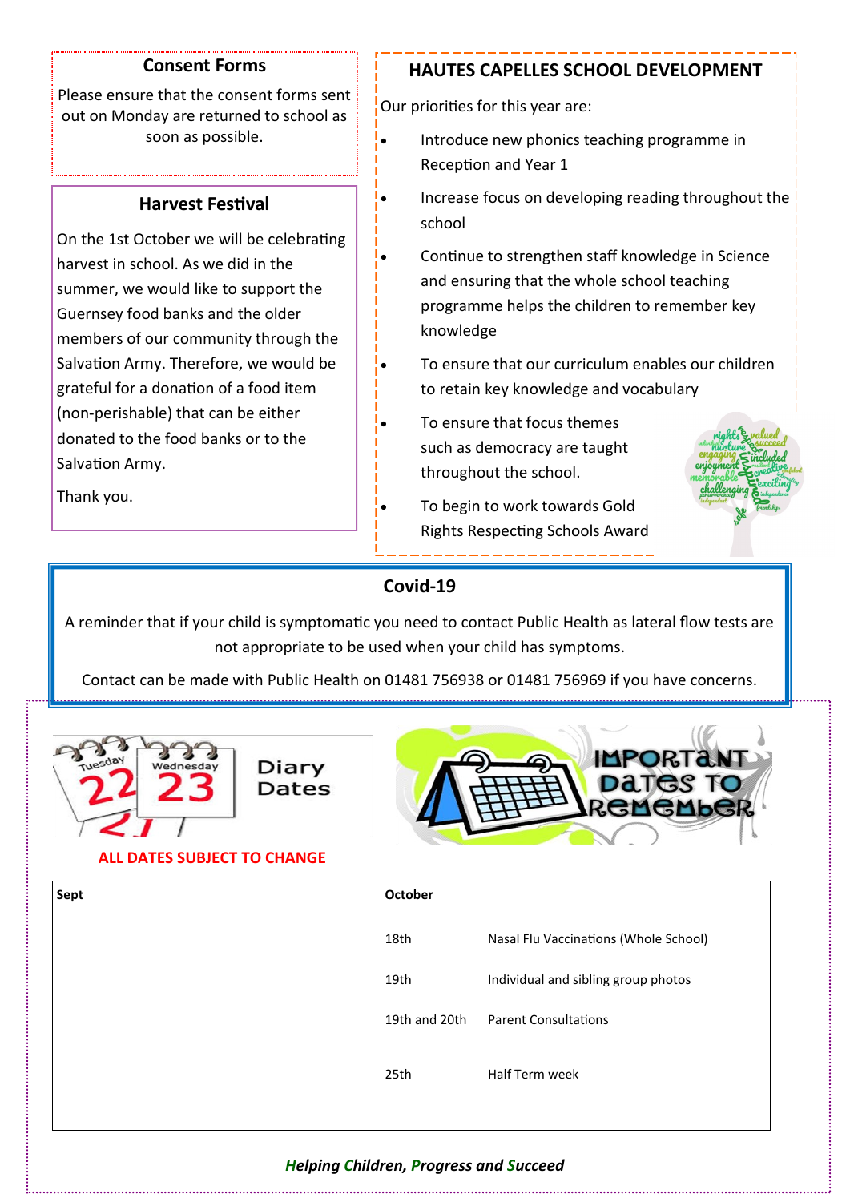## Consent Forms

Please ensure that the consent forms sent out on Monday are returned to school as soon as possible.

## Harvest Festival

On the 1st October we will be celebrating harvest in school. As we did in the summer, we would like to support the Guernsey food banks and the older members of our community through the Salvation Army. Therefore, we would be grateful for a donation of a food item (non-perishable) that can be either donated to the food banks or to the Salvation Army.

Thank you.

## HAUTES CAPELLES SCHOOL DEVELOPMENT

Our priorities for this year are:

- Introduce new phonics teaching programme in Reception and Year 1
- Increase focus on developing reading throughout the school
- Continue to strengthen staff knowledge in Science and ensuring that the whole school teaching programme helps the children to remember key knowledge
- To ensure that our curriculum enables our children to retain key knowledge and vocabulary
- To ensure that focus themes such as democracy are taught throughout the school.
- To begin to work towards Gold Rights Respecting Schools Award

## Covid-19

A reminder that if your child is symptomatic you need to contact Public Health as lateral flow tests are not appropriate to be used when your child has symptoms.

Contact can be made with Public Health on 01481 756938 or 01481 756969 if you have concerns.

## Diary Dates

**IMPORTANT DATES TO REMEMBER**

**ALL DATES SUBJECT TO CHANGE**

| Sept | October | |
|---|---|---|
| | 18th | Nasal Flu Vaccinations (Whole School) |
| | 19th | Individual and sibling group photos |
| | 19th and 20th | Parent Consultations |
| | 25th | Half Term week |

***Helping Children, Progress and Succeed***